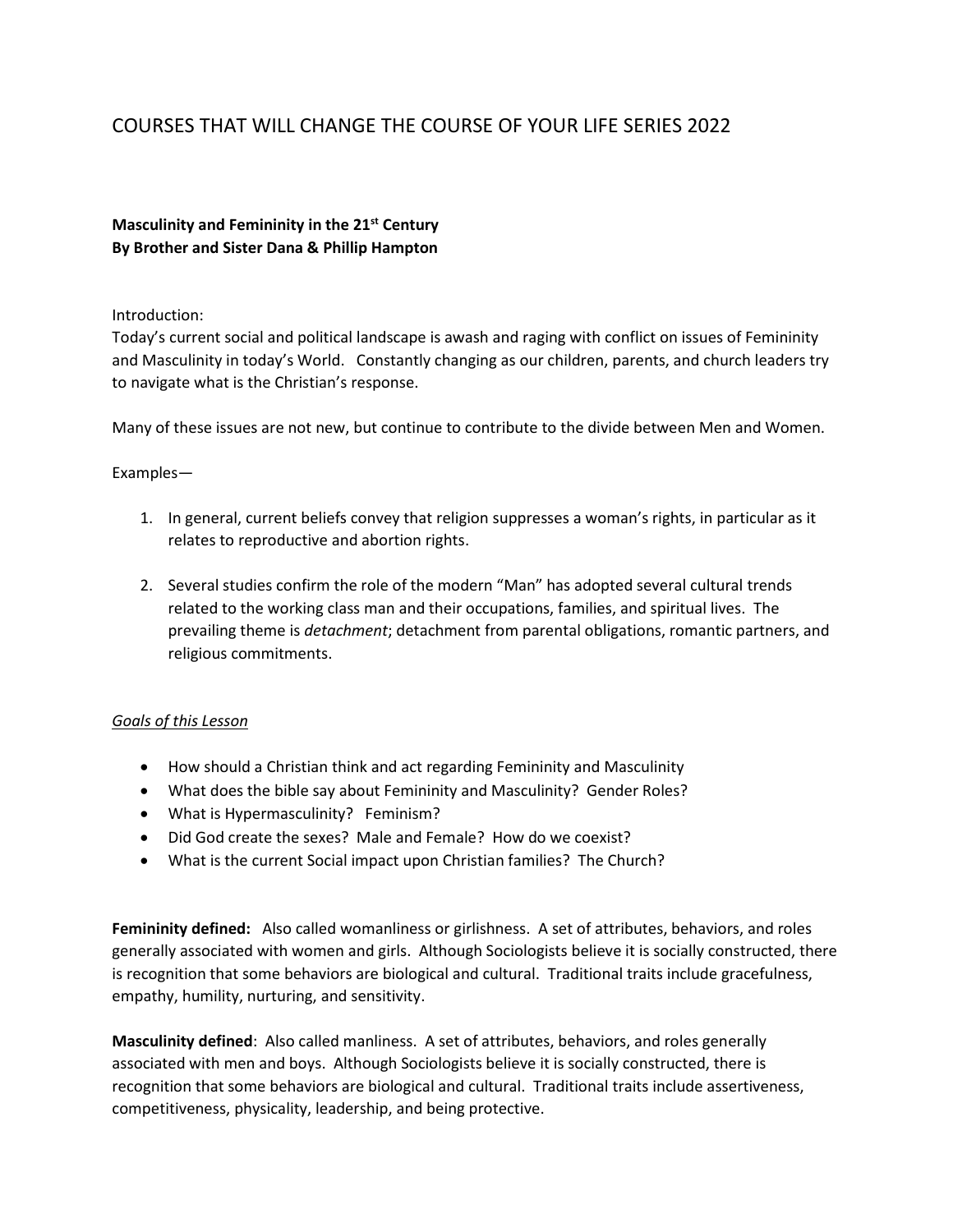# COURSES THAT WILL CHANGE THE COURSE OF YOUR LIFE SERIES 2022

**Masculinity and Femininity in the 21st Century**
**By Brother and Sister Dana & Phillip Hampton**

Introduction:
Today's current social and political landscape is awash and raging with conflict on issues of Femininity and Masculinity in today's World. Constantly changing as our children, parents, and church leaders try to navigate what is the Christian's response.

Many of these issues are not new, but continue to contribute to the divide between Men and Women.

Examples—

1. In general, current beliefs convey that religion suppresses a woman's rights, in particular as it relates to reproductive and abortion rights.

2. Several studies confirm the role of the modern "Man" has adopted several cultural trends related to the working class man and their occupations, families, and spiritual lives. The prevailing theme is *detachment*; detachment from parental obligations, romantic partners, and religious commitments.

*Goals of this Lesson*

- How should a Christian think and act regarding Femininity and Masculinity
- What does the bible say about Femininity and Masculinity? Gender Roles?
- What is Hypermasculinity? Feminism?
- Did God create the sexes? Male and Female? How do we coexist?
- What is the current Social impact upon Christian families? The Church?

**Femininity defined:** Also called womanliness or girlishness. A set of attributes, behaviors, and roles generally associated with women and girls. Although Sociologists believe it is socially constructed, there is recognition that some behaviors are biological and cultural. Traditional traits include gracefulness, empathy, humility, nurturing, and sensitivity.

**Masculinity defined**: Also called manliness. A set of attributes, behaviors, and roles generally associated with men and boys. Although Sociologists believe it is socially constructed, there is recognition that some behaviors are biological and cultural. Traditional traits include assertiveness, competitiveness, physicality, leadership, and being protective.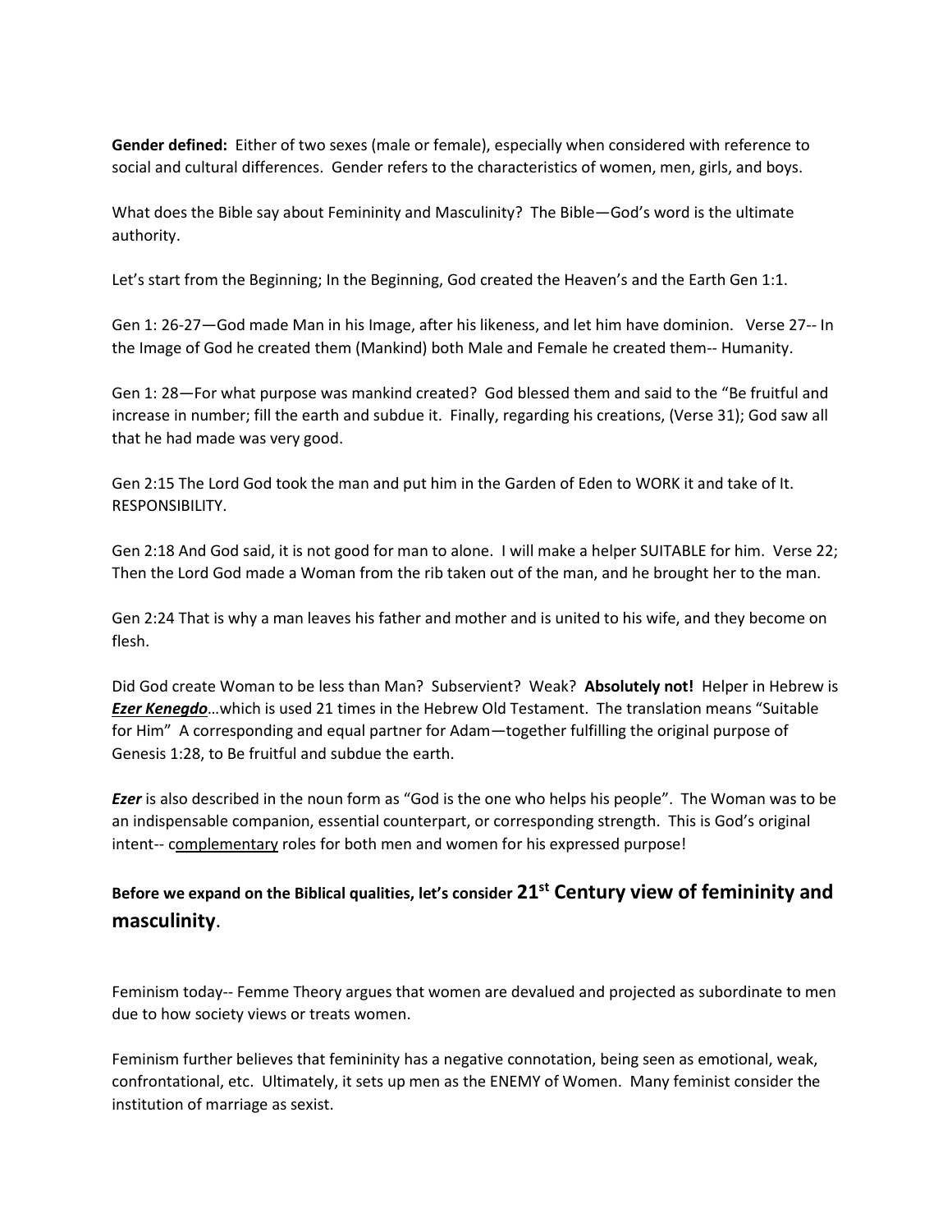**Gender defined:** Either of two sexes (male or female), especially when considered with reference to social and cultural differences. Gender refers to the characteristics of women, men, girls, and boys.

What does the Bible say about Femininity and Masculinity? The Bible—God's word is the ultimate authority.

Let's start from the Beginning; In the Beginning, God created the Heaven's and the Earth Gen 1:1.

Gen 1: 26-27—God made Man in his Image, after his likeness, and let him have dominion. Verse 27-- In the Image of God he created them (Mankind) both Male and Female he created them-- Humanity.

Gen 1: 28—For what purpose was mankind created? God blessed them and said to the "Be fruitful and increase in number; fill the earth and subdue it. Finally, regarding his creations, (Verse 31); God saw all that he had made was very good.

Gen 2:15 The Lord God took the man and put him in the Garden of Eden to WORK it and take of It. RESPONSIBILITY.

Gen 2:18 And God said, it is not good for man to alone. I will make a helper SUITABLE for him. Verse 22; Then the Lord God made a Woman from the rib taken out of the man, and he brought her to the man.

Gen 2:24 That is why a man leaves his father and mother and is united to his wife, and they become on flesh.

Did God create Woman to be less than Man? Subservient? Weak? **Absolutely not!** Helper in Hebrew is ***Ezer Kenegdo***…which is used 21 times in the Hebrew Old Testament. The translation means "Suitable for Him" A corresponding and equal partner for Adam—together fulfilling the original purpose of Genesis 1:28, to Be fruitful and subdue the earth.

***Ezer*** is also described in the noun form as "God is the one who helps his people". The Woman was to be an indispensable companion, essential counterpart, or corresponding strength. This is God's original intent-- complementary roles for both men and women for his expressed purpose!

**Before we expand on the Biblical qualities, let's consider 21st Century view of femininity and masculinity.**

Feminism today-- Femme Theory argues that women are devalued and projected as subordinate to men due to how society views or treats women.

Feminism further believes that femininity has a negative connotation, being seen as emotional, weak, confrontational, etc. Ultimately, it sets up men as the ENEMY of Women. Many feminist consider the institution of marriage as sexist.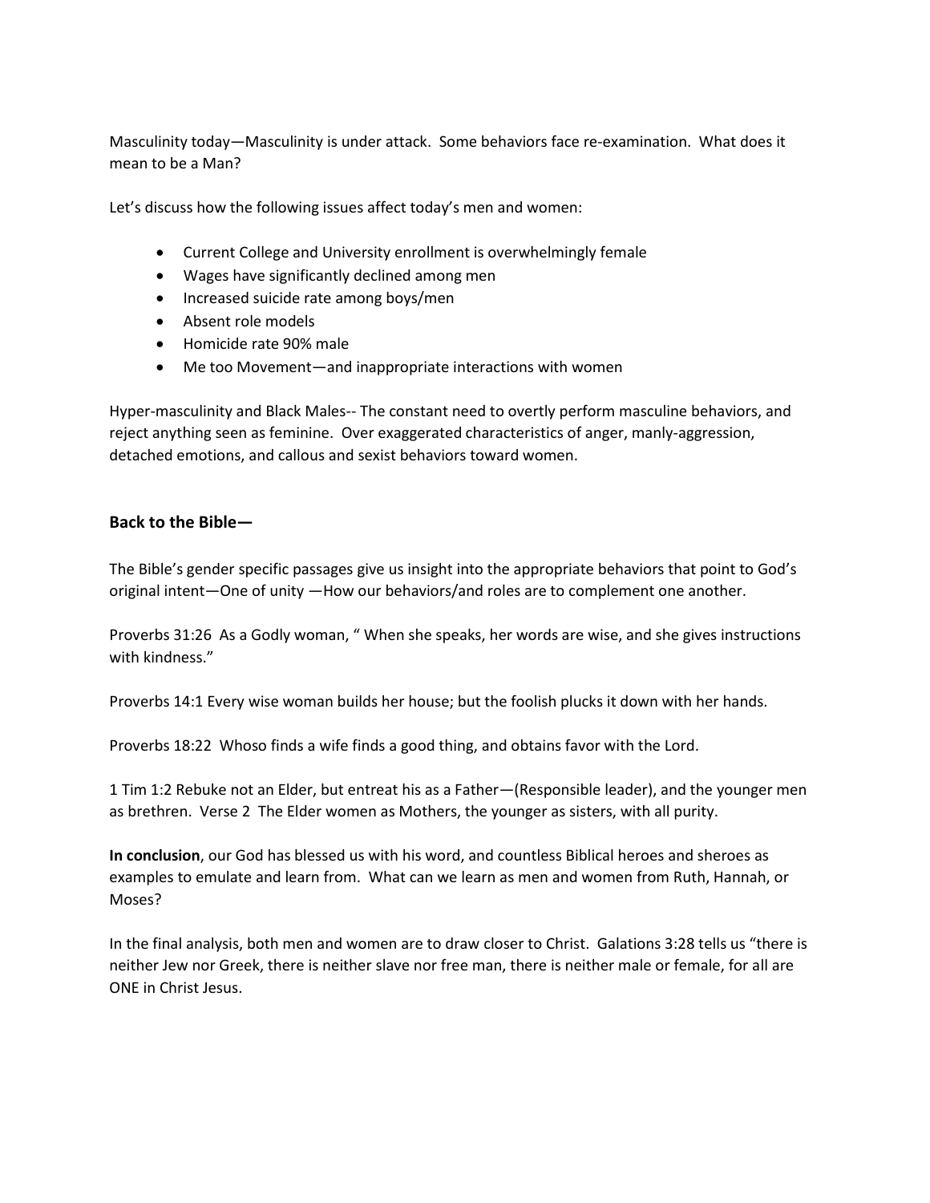Masculinity today—Masculinity is under attack. Some behaviors face re-examination. What does it mean to be a Man?

Let's discuss how the following issues affect today's men and women:

- Current College and University enrollment is overwhelmingly female
- Wages have significantly declined among men
- Increased suicide rate among boys/men
- Absent role models
- Homicide rate 90% male
- Me too Movement—and inappropriate interactions with women

Hyper-masculinity and Black Males-- The constant need to overtly perform masculine behaviors, and reject anything seen as feminine. Over exaggerated characteristics of anger, manly-aggression, detached emotions, and callous and sexist behaviors toward women.

### Back to the Bible—

The Bible's gender specific passages give us insight into the appropriate behaviors that point to God's original intent—One of unity —How our behaviors/and roles are to complement one another.

Proverbs 31:26 As a Godly woman, " When she speaks, her words are wise, and she gives instructions with kindness."

Proverbs 14:1 Every wise woman builds her house; but the foolish plucks it down with her hands.

Proverbs 18:22 Whoso finds a wife finds a good thing, and obtains favor with the Lord.

1 Tim 1:2 Rebuke not an Elder, but entreat his as a Father—(Responsible leader), and the younger men as brethren. Verse 2 The Elder women as Mothers, the younger as sisters, with all purity.

**In conclusion**, our God has blessed us with his word, and countless Biblical heroes and sheroes as examples to emulate and learn from. What can we learn as men and women from Ruth, Hannah, or Moses?

In the final analysis, both men and women are to draw closer to Christ. Galations 3:28 tells us "there is neither Jew nor Greek, there is neither slave nor free man, there is neither male or female, for all are ONE in Christ Jesus.